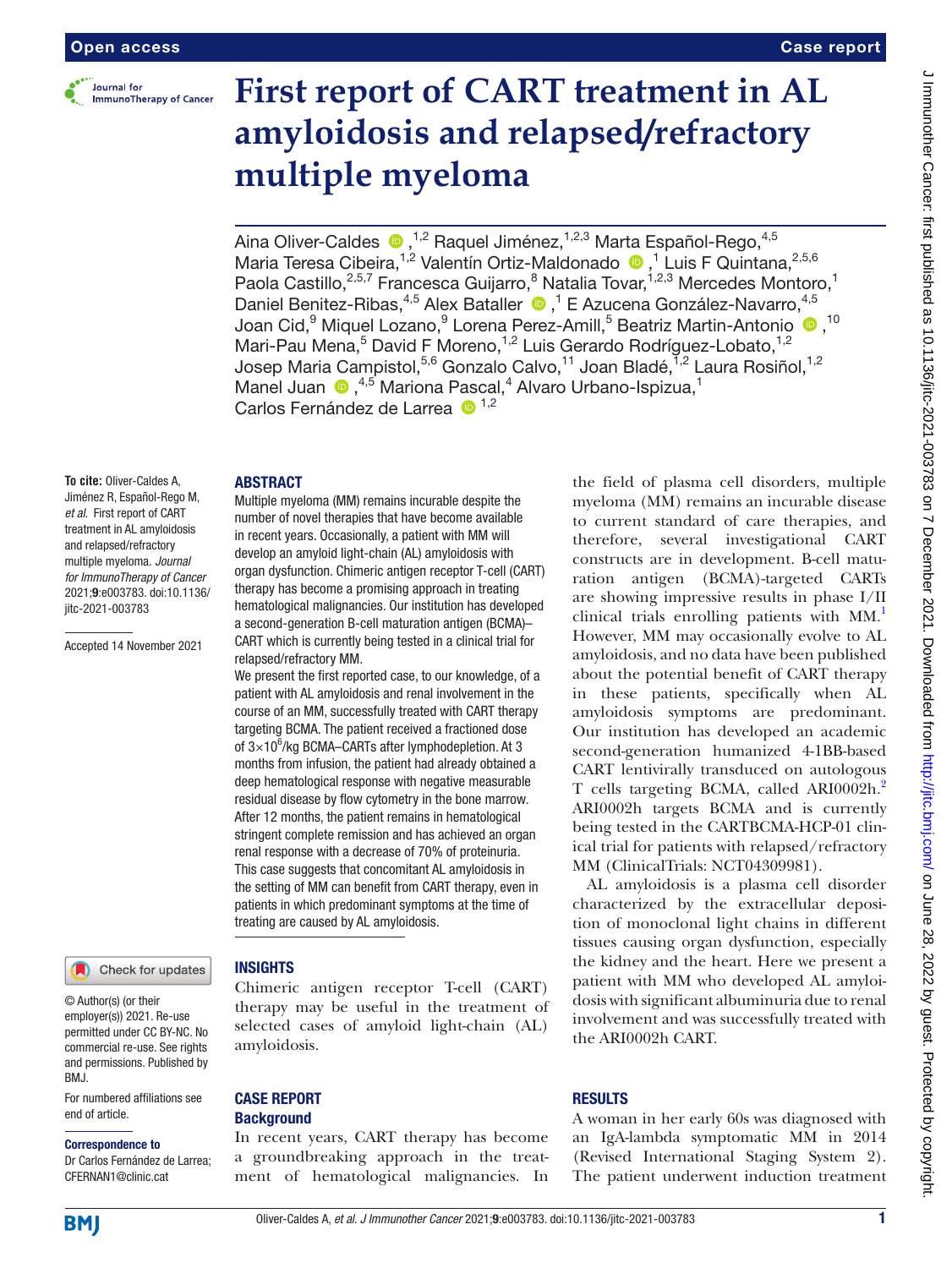# First report of CART treatment in AL amyloidosis and relapsed/refractory multiple myeloma

Aina Oliver-Caldes [1,2] Raquel Jiménez,[1,2,3] Marta Español-Rego,[4,5] Maria Teresa Cibeira,[1,2] Valentín Ortiz-Maldonado [1] Luis F Quintana,[2,5,6] Paola Castillo,[2,5,7] Francesca Guijarro,[8] Natalia Tovar,[1,2,3] Mercedes Montoro,[1] Daniel Benitez-Ribas,[4,5] Alex Bataller [1] E Azucena González-Navarro,[4,5] Joan Cid,[9] Miquel Lozano,[9] Lorena Perez-Amill,[5] Beatriz Martin-Antonio [10] Mari-Pau Mena,[5] David F Moreno,[1,2] Luis Gerardo Rodríguez-Lobato,[1,2] Josep Maria Campistol,[5,6] Gonzalo Calvo,[11] Joan Bladé,[1,2] Laura Rosiñol,[1,2] Manel Juan [4,5] Mariona Pascal,[4] Alvaro Urbano-Ispizua,[1] Carlos Fernández de Larrea [1,2]

**To cite:** Oliver-Caldes A, Jiménez R, Español-Rego M, *et al*. First report of CART treatment in AL amyloidosis and relapsed/refractory multiple myeloma. *Journal for ImmunoTherapy of Cancer* 2021;**9**:e003783. doi:10.1136/jitc-2021-003783

Accepted 14 November 2021

© Author(s) (or their employer(s)) 2021. Re-use permitted under CC BY-NC. No commercial re-use. See rights and permissions. Published by BMJ.

For numbered affiliations see end of article.

**Correspondence to**
Dr Carlos Fernández de Larrea; CFERNAN1@clinic.cat

## ABSTRACT

Multiple myeloma (MM) remains incurable despite the number of novel therapies that have become available in recent years. Occasionally, a patient with MM will develop an amyloid light-chain (AL) amyloidosis with organ dysfunction. Chimeric antigen receptor T-cell (CART) therapy has become a promising approach in treating hematological malignancies. Our institution has developed a second-generation B-cell maturation antigen (BCMA)–CART which is currently being tested in a clinical trial for relapsed/refractory MM.

We present the first reported case, to our knowledge, of a patient with AL amyloidosis and renal involvement in the course of an MM, successfully treated with CART therapy targeting BCMA. The patient received a fractioned dose of $3\times10^6$/kg BCMA–CARTs after lymphodepletion. At 3 months from infusion, the patient had already obtained a deep hematological response with negative measurable residual disease by flow cytometry in the bone marrow. After 12 months, the patient remains in hematological stringent complete remission and has achieved an organ renal response with a decrease of 70% of proteinuria. This case suggests that concomitant AL amyloidosis in the setting of MM can benefit from CART therapy, even in patients in which predominant symptoms at the time of treating are caused by AL amyloidosis.

## INSIGHTS

Chimeric antigen receptor T-cell (CART) therapy may be useful in the treatment of selected cases of amyloid light-chain (AL) amyloidosis.

## CASE REPORT

### Background

In recent years, CART therapy has become a groundbreaking approach in the treatment of hematological malignancies. In the field of plasma cell disorders, multiple myeloma (MM) remains an incurable disease to current standard of care therapies, and therefore, several investigational CART constructs are in development. B-cell maturation antigen (BCMA)-targeted CARTs are showing impressive results in phase I/II clinical trials enrolling patients with MM.[1] However, MM may occasionally evolve to AL amyloidosis, and no data have been published about the potential benefit of CART therapy in these patients, specifically when AL amyloidosis symptoms are predominant. Our institution has developed an academic second-generation humanized 4-1BB-based CART lentivirally transduced on autologous T cells targeting BCMA, called ARI0002h.[2] ARI0002h targets BCMA and is currently being tested in the CARTBCMA-HCP-01 clinical trial for patients with relapsed/refractory MM (ClinicalTrials: NCT04309981).

AL amyloidosis is a plasma cell disorder characterized by the extracellular deposition of monoclonal light chains in different tissues causing organ dysfunction, especially the kidney and the heart. Here we present a patient with MM who developed AL amyloidosis with significant albuminuria due to renal involvement and was successfully treated with the ARI0002h CART.

## RESULTS

A woman in her early 60s was diagnosed with an IgA-lambda symptomatic MM in 2014 (Revised International Staging System 2). The patient underwent induction treatment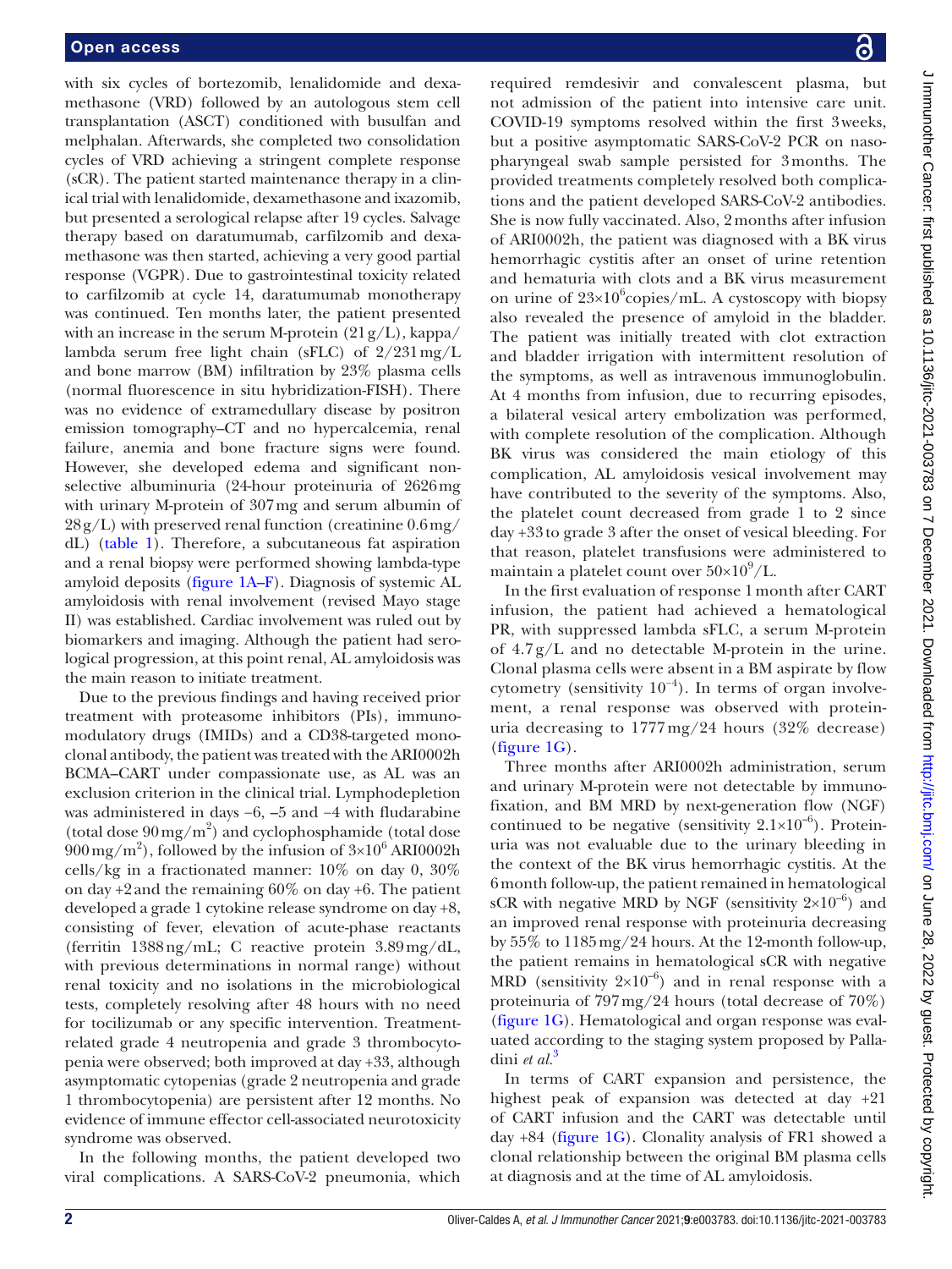with six cycles of bortezomib, lenalidomide and dexamethasone (VRD) followed by an autologous stem cell transplantation (ASCT) conditioned with busulfan and melphalan. Afterwards, she completed two consolidation cycles of VRD achieving a stringent complete response (sCR). The patient started maintenance therapy in a clinical trial with lenalidomide, dexamethasone and ixazomib, but presented a serological relapse after 19 cycles. Salvage therapy based on daratumumab, carfilzomib and dexamethasone was then started, achieving a very good partial response (VGPR). Due to gastrointestinal toxicity related to carfilzomib at cycle 14, daratumumab monotherapy was continued. Ten months later, the patient presented with an increase in the serum M-protein (21 g/L), kappa/lambda serum free light chain (sFLC) of 2/231 mg/L and bone marrow (BM) infiltration by 23% plasma cells (normal fluorescence in situ hybridization-FISH). There was no evidence of extramedullary disease by positron emission tomography–CT and no hypercalcemia, renal failure, anemia and bone fracture signs were found. However, she developed edema and significant non-selective albuminuria (24-hour proteinuria of 2626 mg with urinary M-protein of 307 mg and serum albumin of 28 g/L) with preserved renal function (creatinine 0.6 mg/dL) (table 1). Therefore, a subcutaneous fat aspiration and a renal biopsy were performed showing lambda-type amyloid deposits (figure 1A–F). Diagnosis of systemic AL amyloidosis with renal involvement (revised Mayo stage II) was established. Cardiac involvement was ruled out by biomarkers and imaging. Although the patient had serological progression, at this point renal, AL amyloidosis was the main reason to initiate treatment.

Due to the previous findings and having received prior treatment with proteasome inhibitors (PIs), immunomodulatory drugs (IMIDs) and a CD38-targeted monoclonal antibody, the patient was treated with the ARI0002h BCMA–CART under compassionate use, as AL was an exclusion criterion in the clinical trial. Lymphodepletion was administered in days −6, −5 and −4 with fludarabine (total dose 90 mg/m$^2$) and cyclophosphamide (total dose 900 mg/m$^2$), followed by the infusion of $3\times10^6$ ARI0002h cells/kg in a fractionated manner: 10% on day 0, 30% on day +2 and the remaining 60% on day +6. The patient developed a grade 1 cytokine release syndrome on day +8, consisting of fever, elevation of acute-phase reactants (ferritin 1388 ng/mL; C reactive protein 3.89 mg/dL, with previous determinations in normal range) without renal toxicity and no isolations in the microbiological tests, completely resolving after 48 hours with no need for tocilizumab or any specific intervention. Treatment-related grade 4 neutropenia and grade 3 thrombocytopenia were observed; both improved at day +33, although asymptomatic cytopenias (grade 2 neutropenia and grade 1 thrombocytopenia) are persistent after 12 months. No evidence of immune effector cell-associated neurotoxicity syndrome was observed.

In the following months, the patient developed two viral complications. A SARS-CoV-2 pneumonia, which required remdesivir and convalescent plasma, but not admission of the patient into intensive care unit. COVID-19 symptoms resolved within the first 3 weeks, but a positive asymptomatic SARS-CoV-2 PCR on nasopharyngeal swab sample persisted for 3 months. The provided treatments completely resolved both complications and the patient developed SARS-CoV-2 antibodies. She is now fully vaccinated. Also, 2 months after infusion of ARI0002h, the patient was diagnosed with a BK virus hemorrhagic cystitis after an onset of urine retention and hematuria with clots and a BK virus measurement on urine of $23\times10^6$ copies/mL. A cystoscopy with biopsy also revealed the presence of amyloid in the bladder. The patient was initially treated with clot extraction and bladder irrigation with intermittent resolution of the symptoms, as well as intravenous immunoglobulin. At 4 months from infusion, due to recurring episodes, a bilateral vesical artery embolization was performed, with complete resolution of the complication. Although BK virus was considered the main etiology of this complication, AL amyloidosis vesical involvement may have contributed to the severity of the symptoms. Also, the platelet count decreased from grade 1 to 2 since day +33 to grade 3 after the onset of vesical bleeding. For that reason, platelet transfusions were administered to maintain a platelet count over $50\times10^9$/L.

In the first evaluation of response 1 month after CART infusion, the patient had achieved a hematological PR, with suppressed lambda sFLC, a serum M-protein of 4.7 g/L and no detectable M-protein in the urine. Clonal plasma cells were absent in a BM aspirate by flow cytometry (sensitivity $10^{-4}$). In terms of organ involvement, a renal response was observed with proteinuria decreasing to 1777 mg/24 hours (32% decrease) (figure 1G).

Three months after ARI0002h administration, serum and urinary M-protein were not detectable by immunofixation, and BM MRD by next-generation flow (NGF) continued to be negative (sensitivity $2.1\times10^{-6}$). Proteinuria was not evaluable due to the urinary bleeding in the context of the BK virus hemorrhagic cystitis. At the 6 month follow-up, the patient remained in hematological sCR with negative MRD by NGF (sensitivity $2\times10^{-6}$) and an improved renal response with proteinuria decreasing by 55% to 1185 mg/24 hours. At the 12-month follow-up, the patient remains in hematological sCR with negative MRD (sensitivity $2\times10^{-6}$) and in renal response with a proteinuria of 797 mg/24 hours (total decrease of 70%) (figure 1G). Hematological and organ response was evaluated according to the staging system proposed by Palladini *et al*.[3]

In terms of CART expansion and persistence, the highest peak of expansion was detected at day +21 of CART infusion and the CART was detectable until day +84 (figure 1G). Clonality analysis of FR1 showed a clonal relationship between the original BM plasma cells at diagnosis and at the time of AL amyloidosis.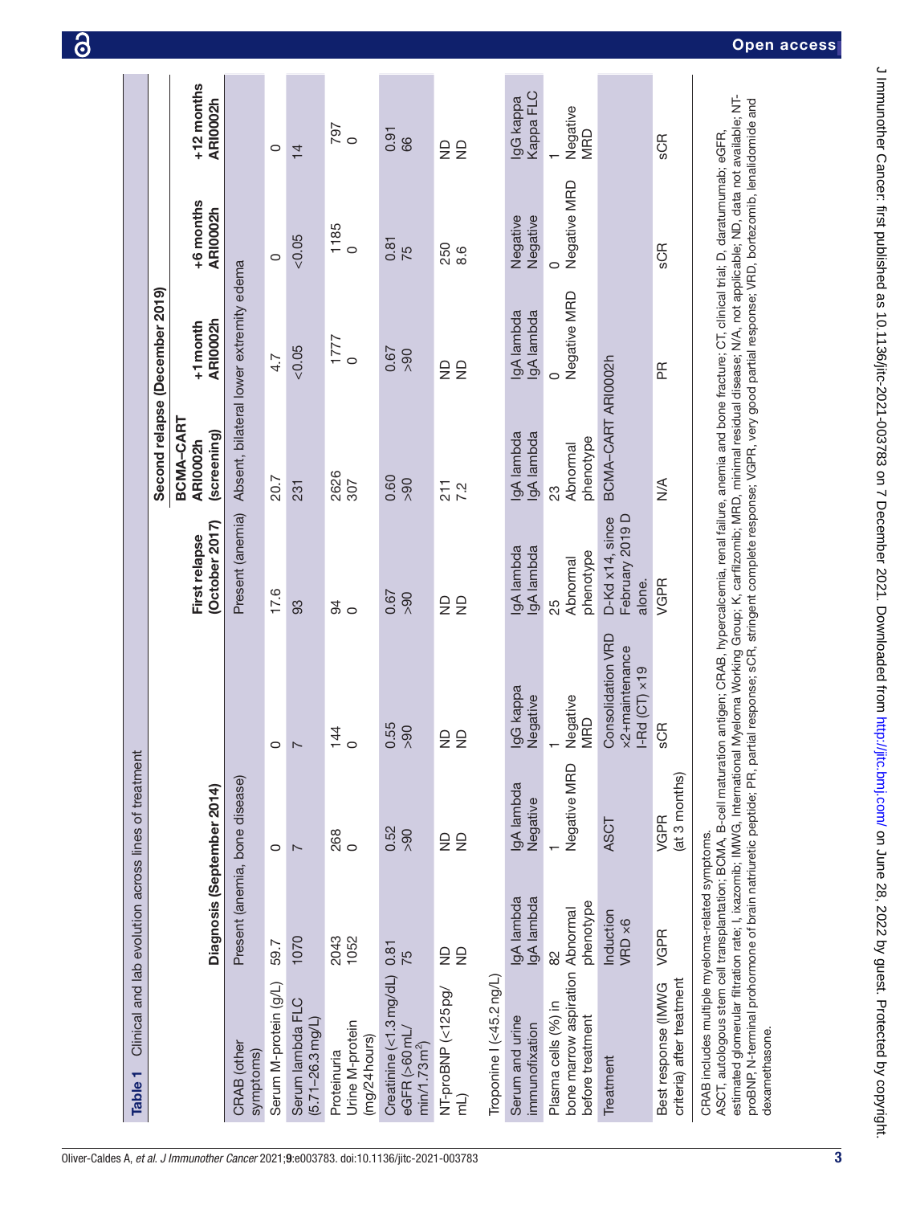**Table 1** Clinical and lab evolution across lines of treatment

| | Diagnosis (September 2014) | | | First relapse (October 2017) | Second relapse (December 2019) | | | |
|---|---|---|---|---|---|---|---|---|
| | | | | | BCMA-CART ARI0002h (screening) | +1 month ARI0002h | +6 months ARI0002h | +12 months ARI0002h |
| CRAB (other symptoms) | Present (anemia, bone disease) | | | Present (anemia) | Absent, bilateral lower extremity edema | | | |
| Serum M-protein (g/L) | 59.7 | 0 | 0 | 17.6 | 20.7 | 4.7 | 0 | 0 |
| Serum lambda FLC (5.71–26.3 mg/L) | 1070 | 7 | 7 | 93 | 231 | <0.05 | <0.05 | 14 |
| Proteinuria<br>Urine M-protein (mg/24 hours) | 2043<br>1052 | 268<br>0 | 144<br>0 | 94<br>0 | 2626<br>307 | 1777<br>0 | 1185<br>0 | 797<br>0 |
| Creatinine (<1.3 mg/dL)<br>eGFR (>60 mL/min/1.73m²) | 0.81<br>75 | 0.52<br>>90 | 0.55<br>>90 | 0.67<br>>90 | 0.60<br>>90 | 0.67<br>>90 | 0.81<br>75 | 0.91<br>66 |
| NT-proBNP (<125 pg/mL)<br>Troponine I (<45.2 ng/L) | ND<br>ND | ND<br>ND | ND<br>ND | ND<br>ND | 211<br>7.2 | ND<br>ND | 250<br>8.6 | ND<br>ND |
| Serum and urine immunofixation | IgA lambda<br>IgA lambda | IgA lambda<br>Negative | IgG kappa<br>Negative | IgA lambda<br>IgA lambda | IgA lambda<br>IgA lambda | IgA lambda<br>IgA lambda | Negative<br>Negative | IgG kappa<br>Kappa FLC |
| Plasma cells (%) in bone marrow aspiration before treatment | 82<br>Abnormal phenotype | 1<br>Negative MRD | 1<br>Negative MRD | 25<br>Abnormal phenotype | 23<br>Abnormal phenotype | 0<br>Negative MRD | 0<br>Negative MRD | 1<br>Negative MRD |
| Treatment | Induction VRD ×6 | ASCT | Consolidation VRD ×2+maintenance I-Rd (CT) ×19 | D-Kd x14, since February 2019 D alone. | BCMA-CART ARI0002h | | | |
| Best response (IMWG criteria) after treatment | VGPR | VGPR (at 3 months) | sCR | VGPR | N/A | PR | sCR | sCR |

CRAB includes multiple myeloma-related symptoms.
ASCT, autologous stem cell transplantation; BCMA, B-cell maturation antigen; CRAB, hypercalcemia, renal failure, anemia and bone fracture; CT, clinical trial; D, daratumumab; eGFR, estimated glomerular filtration rate; I, Ixazomib; IMWG, International Myeloma Working Group; K, carfilzomib; MRD, minimal residual disease; N/A, not applicable; ND, data not available; NT-proBNP, N-terminal prohormone of brain natriuretic peptide; PR, partial response; sCR, stringent complete response; VGPR, very good partial response; VRD, bortezomib, lenalidomide and dexamethasone.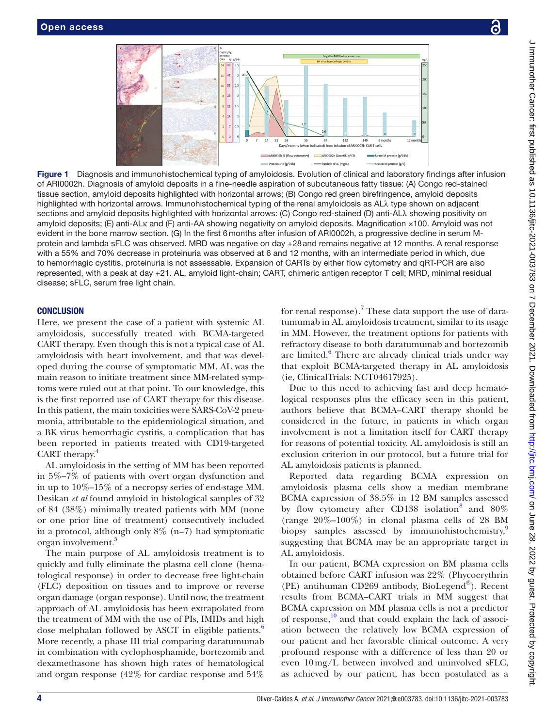**Figure 1** Diagnosis and immunohistochemical typing of amyloidosis. Evolution of clinical and laboratory findings after infusion of ARI0002h. Diagnosis of amyloid deposits in a fine-needle aspiration of subcutaneous fatty tissue: (A) Congo red-stained tissue section, amyloid deposits highlighted with horizontal arrows; (B) Congo red green birefringence, amyloid deposits highlighted with horizontal arrows. Immunohistochemical typing of the renal amyloidosis as ALλ type shown on adjacent sections and amyloid deposits highlighted with horizontal arrows: (C) Congo red-stained (D) anti-ALλ showing positivity on amyloid deposits; (E) anti-ALκ and (F) anti-AA showing negativity on amyloid deposits. Magnification ×100. Amyloid was not evident in the bone marrow section. (G) In the first 6 months after infusion of ARI0002h, a progressive decline in serum M-protein and lambda sFLC was observed. MRD was negative on day +28 and remains negative at 12 months. A renal response with a 55% and 70% decrease in proteinuria was observed at 6 and 12 months, with an intermediate period in which, due to hemorrhagic cystitis, proteinuria is not assessable. Expansion of CARTs by either flow cytometry and qRT-PCR are also represented, with a peak at day +21. AL, amyloid light-chain; CART, chimeric antigen receptor T cell; MRD, minimal residual disease; sFLC, serum free light chain.

## CONCLUSION

Here, we present the case of a patient with systemic AL amyloidosis, successfully treated with BCMA-targeted CART therapy. Even though this is not a typical case of AL amyloidosis with heart involvement, and that was developed during the course of symptomatic MM, AL was the main reason to initiate treatment since MM-related symptoms were ruled out at that point. To our knowledge, this is the first reported use of CART therapy for this disease. In this patient, the main toxicities were SARS-CoV-2 pneumonia, attributable to the epidemiological situation, and a BK virus hemorrhagic cystitis, a complication that has been reported in patients treated with CD19-targeted CART therapy.[4]

AL amyloidosis in the setting of MM has been reported in 5%–7% of patients with overt organ dysfunction and in up to 10%–15% of a necropsy series of end-stage MM. Desikan *et al* found amyloid in histological samples of 32 of 84 (38%) minimally treated patients with MM (none or one prior line of treatment) consecutively included in a protocol, although only 8% (n=7) had symptomatic organ involvement.[5]

The main purpose of AL amyloidosis treatment is to quickly and fully eliminate the plasma cell clone (hematological response) in order to decrease free light-chain (FLC) deposition on tissues and to improve or reverse organ damage (organ response). Until now, the treatment approach of AL amyloidosis has been extrapolated from the treatment of MM with the use of PIs, IMIDs and high dose melphalan followed by ASCT in eligible patients.[6] More recently, a phase III trial comparing daratumumab in combination with cyclophosphamide, bortezomib and dexamethasone has shown high rates of hematological and organ response (42% for cardiac response and 54% for renal response).[7] These data support the use of daratumumab in AL amyloidosis treatment, similar to its usage in MM. However, the treatment options for patients with refractory disease to both daratumumab and bortezomib are limited.[6] There are already clinical trials under way that exploit BCMA-targeted therapy in AL amyloidosis (ie, ClinicalTrials: NCT04617925).

Due to this need to achieving fast and deep hematological responses plus the efficacy seen in this patient, authors believe that BCMA–CART therapy should be considered in the future, in patients in which organ involvement is not a limitation itself for CART therapy for reasons of potential toxicity. AL amyloidosis is still an exclusion criterion in our protocol, but a future trial for AL amyloidosis patients is planned.

Reported data regarding BCMA expression on amyloidosis plasma cells show a median membrane BCMA expression of 38.5% in 12 BM samples assessed by flow cytometry after CD138 isolation[8] and 80% (range 20%–100%) in clonal plasma cells of 28 BM biopsy samples assessed by immunohistochemistry,[9] suggesting that BCMA may be an appropriate target in AL amyloidosis.

In our patient, BCMA expression on BM plasma cells obtained before CART infusion was 22% (Phycoerythrin (PE) antihuman CD269 antibody, BioLegend®). Recent results from BCMA–CART trials in MM suggest that BCMA expression on MM plasma cells is not a predictor of response,[10] and that could explain the lack of association between the relatively low BCMA expression of our patient and her favorable clinical outcome. A very profound response with a difference of less than 20 or even 10 mg/L between involved and uninvolved sFLC, as achieved by our patient, has been postulated as a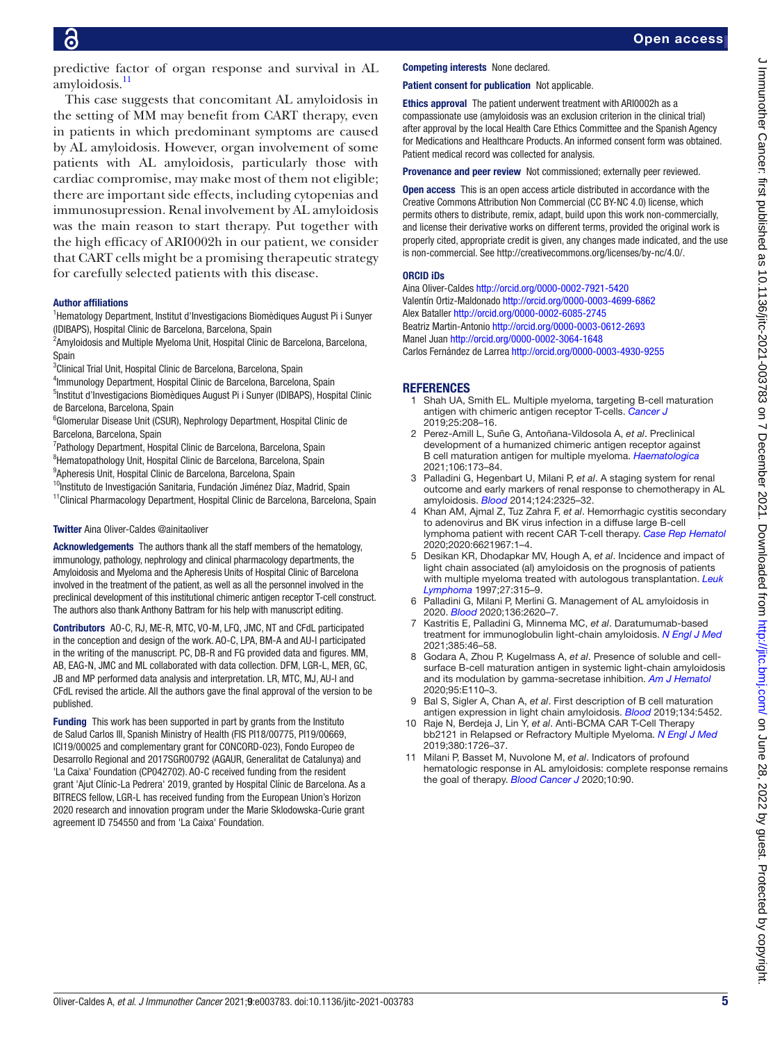predictive factor of organ response and survival in AL amyloidosis.[11]

This case suggests that concomitant AL amyloidosis in the setting of MM may benefit from CART therapy, even in patients in which predominant symptoms are caused by AL amyloidosis. However, organ involvement of some patients with AL amyloidosis, particularly those with cardiac compromise, may make most of them not eligible; there are important side effects, including cytopenias and immunosupression. Renal involvement by AL amyloidosis was the main reason to start therapy. Put together with the high efficacy of ARI0002h in our patient, we consider that CART cells might be a promising therapeutic strategy for carefully selected patients with this disease.

**Author affiliations**

[1]Hematology Department, Institut d'Investigacions Biomèdiques August Pi i Sunyer (IDIBAPS), Hospital Clinic de Barcelona, Barcelona, Spain
[2]Amyloidosis and Multiple Myeloma Unit, Hospital Clinic de Barcelona, Barcelona, Spain
[3]Clinical Trial Unit, Hospital Clinic de Barcelona, Barcelona, Spain
[4]Immunology Department, Hospital Clinic de Barcelona, Barcelona, Spain
[5]Institut d'Investigacions Biomèdiques August Pi i Sunyer (IDIBAPS), Hospital Clinic de Barcelona, Barcelona, Spain
[6]Glomerular Disease Unit (CSUR), Nephrology Department, Hospital Clinic de Barcelona, Barcelona, Spain
[7]Pathology Department, Hospital Clinic de Barcelona, Barcelona, Spain
[8]Hematopathology Unit, Hospital Clinic de Barcelona, Barcelona, Spain
[9]Apheresis Unit, Hospital Clinic de Barcelona, Barcelona, Spain
[10]Instituto de Investigación Sanitaria, Fundación Jiménez Díaz, Madrid, Spain
[11]Clinical Pharmacology Department, Hospital Clinic de Barcelona, Barcelona, Spain

**Twitter** Aina Oliver-Caldes @ainitaoliver

**Acknowledgements** The authors thank all the staff members of the hematology, immunology, pathology, nephrology and clinical pharmacology departments, the Amyloidosis and Myeloma and the Apheresis Units of Hospital Clinic of Barcelona involved in the treatment of the patient, as well as all the personnel involved in the preclinical development of this institutional chimeric antigen receptor T-cell construct. The authors also thank Anthony Battram for his help with manuscript editing.

**Contributors** AO-C, RJ, ME-R, MTC, VO-M, LFQ, JMC, NT and CFdL participated in the conception and design of the work. AO-C, LPA, BM-A and AU-I participated in the writing of the manuscript. PC, DB-R and FG provided data and figures. MM, AB, EAG-N, JMC and ML collaborated with data collection. DFM, LGR-L, MER, GC, JB and MP performed data analysis and interpretation. LR, MTC, MJ, AU-I and CFdL revised the article. All the authors gave the final approval of the version to be published.

**Funding** This work has been supported in part by grants from the Instituto de Salud Carlos III, Spanish Ministry of Health (FIS PI18/00775, PI19/00669, ICI19/00025 and complementary grant for CONCORD-023), Fondo Europeo de Desarrollo Regional and 2017SGR00792 (AGAUR, Generalitat de Catalunya) and 'La Caixa' Foundation (CP042702). AO-C received funding from the resident grant 'Ajut Clínic-La Pedrera' 2019, granted by Hospital Clínic de Barcelona. As a BITRECS fellow, LGR-L has received funding from the European Union's Horizon 2020 research and innovation program under the Marie Sklodowska-Curie grant agreement ID 754550 and from 'La Caixa' Foundation.

**Competing interests** None declared.

**Patient consent for publication** Not applicable.

**Ethics approval** The patient underwent treatment with ARI0002h as a compassionate use (amyloidosis was an exclusion criterion in the clinical trial) after approval by the local Health Care Ethics Committee and the Spanish Agency for Medications and Healthcare Products. An informed consent form was obtained. Patient medical record was collected for analysis.

**Provenance and peer review** Not commissioned; externally peer reviewed.

**Open access** This is an open access article distributed in accordance with the Creative Commons Attribution Non Commercial (CC BY-NC 4.0) license, which permits others to distribute, remix, adapt, build upon this work non-commercially, and license their derivative works on different terms, provided the original work is properly cited, appropriate credit is given, any changes made indicated, and the use is non-commercial. See http://creativecommons.org/licenses/by-nc/4.0/.

**ORCID iDs**

Aina Oliver-Caldes http://orcid.org/0000-0002-7921-5420
Valentín Ortiz-Maldonado http://orcid.org/0000-0003-4699-6862
Alex Bataller http://orcid.org/0000-0002-6085-2745
Beatriz Martin-Antonio http://orcid.org/0000-0003-0612-2693
Manel Juan http://orcid.org/0000-0002-3064-1648
Carlos Fernández de Larrea http://orcid.org/0000-0003-4930-9255

## REFERENCES

1. Shah UA, Smith EL. Multiple myeloma, targeting B-cell maturation antigen with chimeric antigen receptor T-cells. *Cancer J* 2019;25:208–16.
2. Perez-Amill L, Suñe G, Antoñana-Vildosola A, *et al*. Preclinical development of a humanized chimeric antigen receptor against B cell maturation antigen for multiple myeloma. *Haematologica* 2021;106:173–84.
3. Palladini G, Hegenbart U, Milani P, *et al*. A staging system for renal outcome and early markers of renal response to chemotherapy in AL amyloidosis. *Blood* 2014;124:2325–32.
4. Khan AM, Ajmal Z, Tuz Zahra F, *et al*. Hemorrhagic cystitis secondary to adenovirus and BK virus infection in a diffuse large B-cell lymphoma patient with recent CAR T-cell therapy. *Case Rep Hematol* 2020;2020:6621967:1–4.
5. Desikan KR, Dhodapkar MV, Hough A, *et al*. Incidence and impact of light chain associated (al) amyloidosis on the prognosis of patients with multiple myeloma treated with autologous transplantation. *Leuk Lymphoma* 1997;27:315–9.
6. Palladini G, Milani P, Merlini G. Management of AL amyloidosis in 2020. *Blood* 2020;136:2620–7.
7. Kastritis E, Palladini G, Minnema MC, *et al*. Daratumumab-based treatment for immunoglobulin light-chain amyloidosis. *N Engl J Med* 2021;385:46–58.
8. Godara A, Zhou P, Kugelmass A, *et al*. Presence of soluble and cell-surface B-cell maturation antigen in systemic light-chain amyloidosis and its modulation by gamma-secretase inhibition. *Am J Hematol* 2020;95:E110–3.
9. Bal S, Sigler A, Chan A, *et al*. First description of B cell maturation antigen expression in light chain amyloidosis. *Blood* 2019;134:5452.
10. Raje N, Berdeja J, Lin Y, *et al*. Anti-BCMA CAR T-Cell Therapy bb2121 in Relapsed or Refractory Multiple Myeloma. *N Engl J Med* 2019;380:1726–37.
11. Milani P, Basset M, Nuvolone M, *et al*. Indicators of profound hematologic response in AL amyloidosis: complete response remains the goal of therapy. *Blood Cancer J* 2020;10:90.